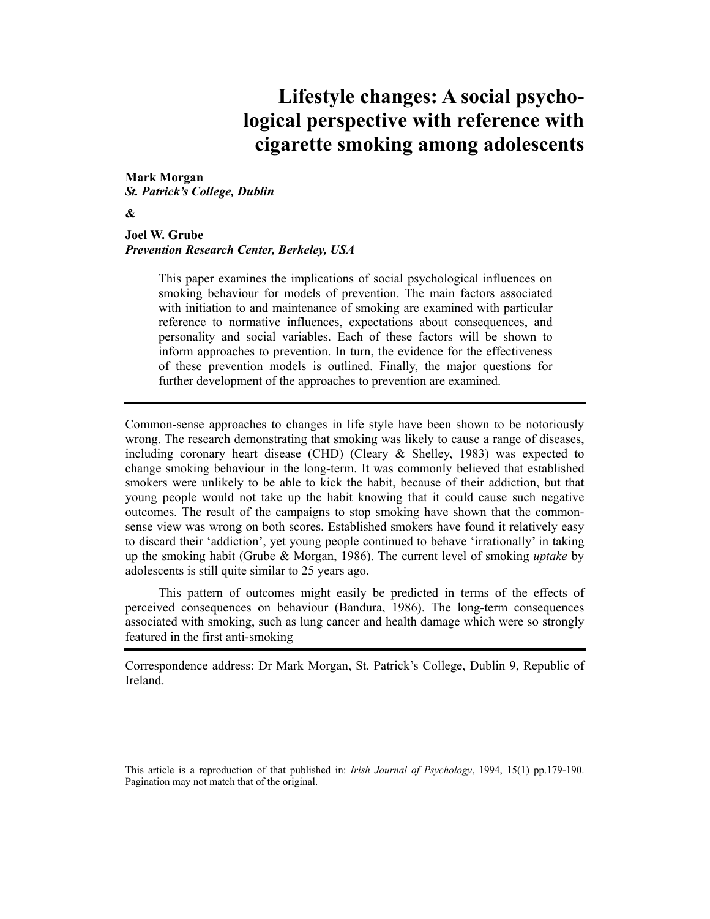# Lifestyle changes: A social psychological perspective with reference with cigarette smoking among adolescents

**Mark Morgan**
***St. Patrick's College, Dublin***

**&**

**Joel W. Grube**
***Prevention Research Center, Berkeley, USA***

> This paper examines the implications of social psychological influences on smoking behaviour for models of prevention. The main factors associated with initiation to and maintenance of smoking are examined with particular reference to normative influences, expectations about consequences, and personality and social variables. Each of these factors will be shown to inform approaches to prevention. In turn, the evidence for the effectiveness of these prevention models is outlined. Finally, the major questions for further development of the approaches to prevention are examined.

---

Common-sense approaches to changes in life style have been shown to be notoriously wrong. The research demonstrating that smoking was likely to cause a range of diseases, including coronary heart disease (CHD) (Cleary & Shelley, 1983) was expected to change smoking behaviour in the long-term. It was commonly believed that established smokers were unlikely to be able to kick the habit, because of their addiction, but that young people would not take up the habit knowing that it could cause such negative outcomes. The result of the campaigns to stop smoking have shown that the common-sense view was wrong on both scores. Established smokers have found it relatively easy to discard their 'addiction', yet young people continued to behave 'irrationally' in taking up the smoking habit (Grube & Morgan, 1986). The current level of smoking *uptake* by adolescents is still quite similar to 25 years ago.

This pattern of outcomes might easily be predicted in terms of the effects of perceived consequences on behaviour (Bandura, 1986). The long-term consequences associated with smoking, such as lung cancer and health damage which were so strongly featured in the first anti-smoking

---

Correspondence address: Dr Mark Morgan, St. Patrick's College, Dublin 9, Republic of Ireland.

This article is a reproduction of that published in: *Irish Journal of Psychology*, 1994, 15(1) pp.179-190. Pagination may not match that of the original.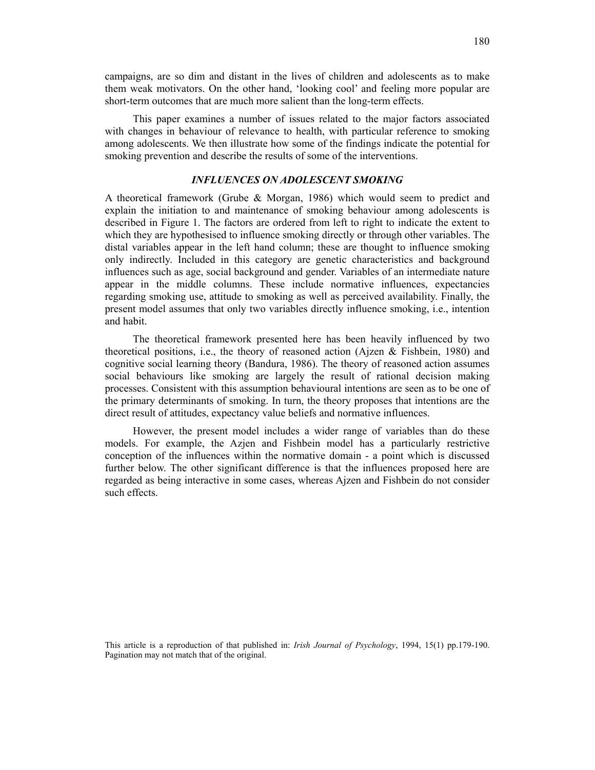campaigns, are so dim and distant in the lives of children and adolescents as to make them weak motivators. On the other hand, 'looking cool' and feeling more popular are short-term outcomes that are much more salient than the long-term effects.

This paper examines a number of issues related to the major factors associated with changes in behaviour of relevance to health, with particular reference to smoking among adolescents. We then illustrate how some of the findings indicate the potential for smoking prevention and describe the results of some of the interventions.

### *INFLUENCES ON ADOLESCENT SMOKING*

A theoretical framework (Grube & Morgan, 1986) which would seem to predict and explain the initiation to and maintenance of smoking behaviour among adolescents is described in Figure 1. The factors are ordered from left to right to indicate the extent to which they are hypothesised to influence smoking directly or through other variables. The distal variables appear in the left hand column; these are thought to influence smoking only indirectly. Included in this category are genetic characteristics and background influences such as age, social background and gender. Variables of an intermediate nature appear in the middle columns. These include normative influences, expectancies regarding smoking use, attitude to smoking as well as perceived availability. Finally, the present model assumes that only two variables directly influence smoking, i.e., intention and habit.

The theoretical framework presented here has been heavily influenced by two theoretical positions, i.e., the theory of reasoned action (Ajzen & Fishbein, 1980) and cognitive social learning theory (Bandura, 1986). The theory of reasoned action assumes social behaviours like smoking are largely the result of rational decision making processes. Consistent with this assumption behavioural intentions are seen as to be one of the primary determinants of smoking. In turn, the theory proposes that intentions are the direct result of attitudes, expectancy value beliefs and normative influences.

However, the present model includes a wider range of variables than do these models. For example, the Azjen and Fishbein model has a particularly restrictive conception of the influences within the normative domain - a point which is discussed further below. The other significant difference is that the influences proposed here are regarded as being interactive in some cases, whereas Ajzen and Fishbein do not consider such effects.

This article is a reproduction of that published in: *Irish Journal of Psychology*, 1994, 15(1) pp.179-190. Pagination may not match that of the original.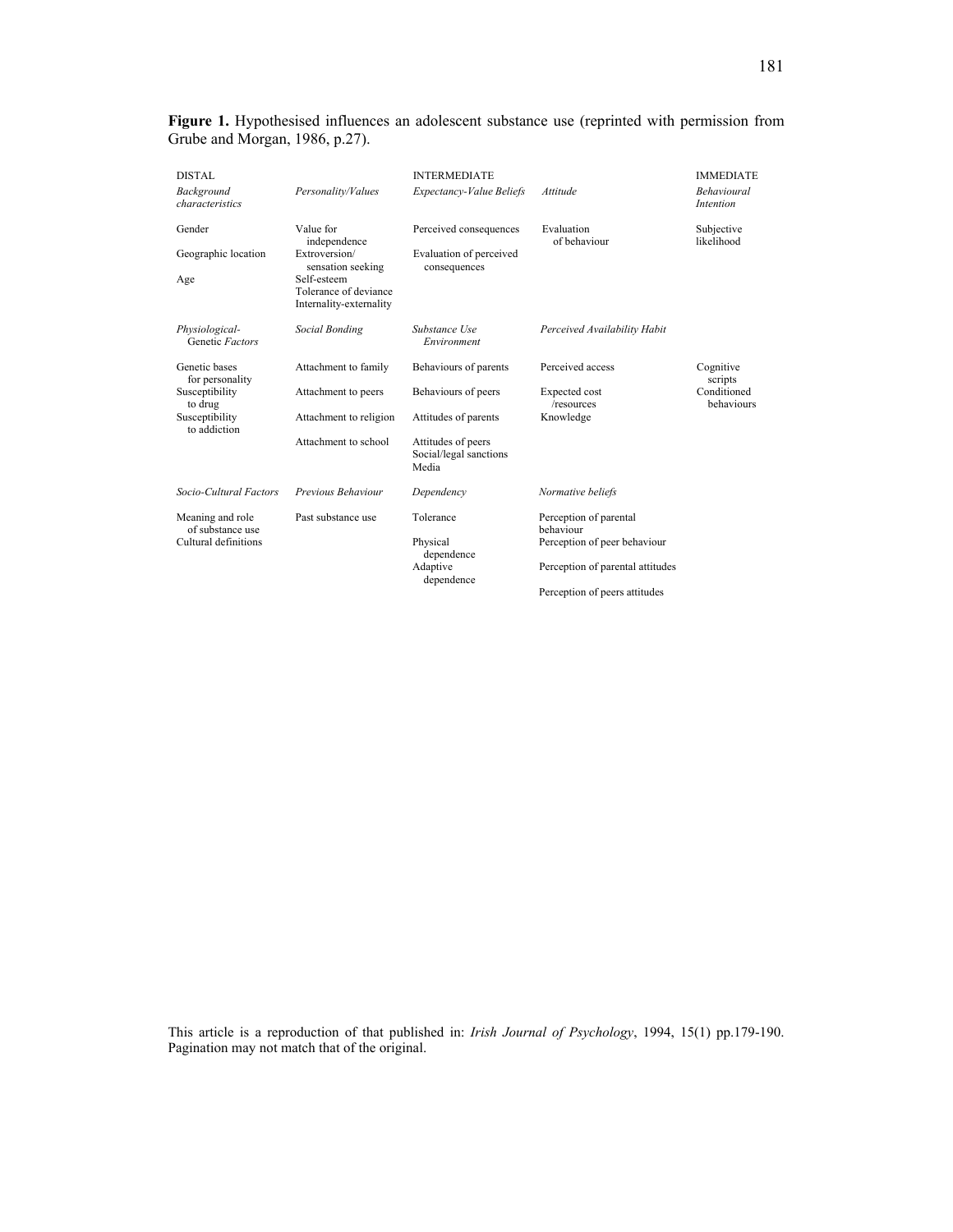**Figure 1.** Hypothesised influences an adolescent substance use (reprinted with permission from Grube and Morgan, 1986, p.27).

| DISTAL | | INTERMEDIATE | | IMMEDIATE |
|---|---|---|---|---|
| *Background characteristics* | *Personality/Values* | *Expectancy-Value Beliefs* | *Attitude* | *Behavioural Intention* |
| Gender<br>Geographic location<br>Age | Value for independence<br>Extroversion/ sensation seeking<br>Self-esteem<br>Tolerance of deviance<br>Internality-externality | Perceived consequences<br>Evaluation of perceived consequences | Evaluation of behaviour | Subjective likelihood |
| *Physiological-Genetic Factors* | *Social Bonding* | *Substance Use Environment* | *Perceived Availability Habit* | |
| Genetic bases for personality<br>Susceptibility to drug<br>Susceptibility to addiction | Attachment to family<br>Attachment to peers<br>Attachment to religion<br>Attachment to school | Behaviours of parents<br>Behaviours of peers<br>Attitudes of parents<br>Attitudes of peers<br>Social/legal sanctions<br>Media | Perceived access<br>Expected cost /resources<br>Knowledge | Cognitive scripts<br>Conditioned behaviours |
| *Socio-Cultural Factors* | *Previous Behaviour* | *Dependency* | *Normative beliefs* | |
| Meaning and role of substance use<br>Cultural definitions | Past substance use | Tolerance<br>Physical dependence<br>Adaptive dependence | Perception of parental behaviour<br>Perception of peer behaviour<br>Perception of parental attitudes<br>Perception of peers attitudes | |

This article is a reproduction of that published in: *Irish Journal of Psychology*, 1994, 15(1) pp.179-190. Pagination may not match that of the original.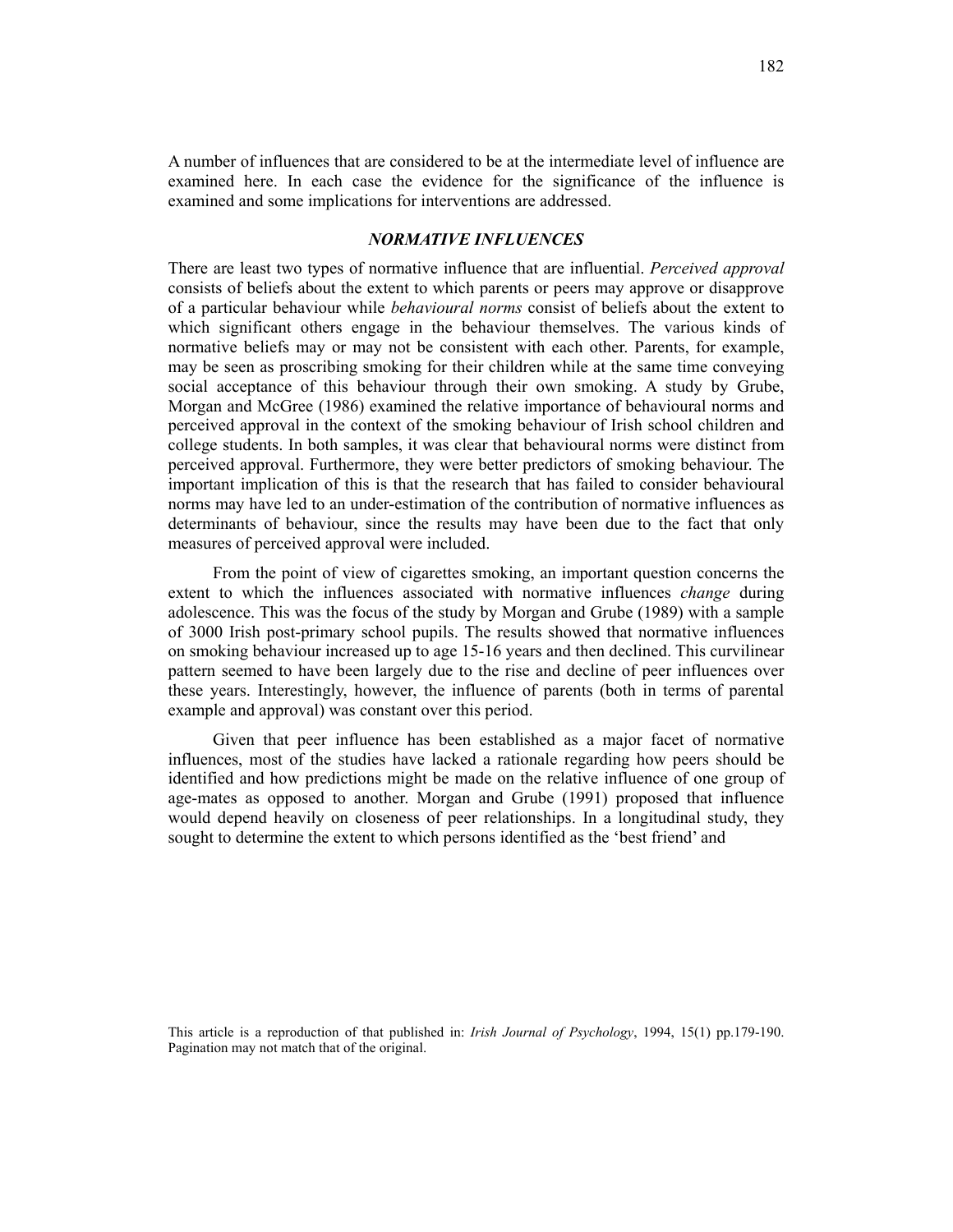A number of influences that are considered to be at the intermediate level of influence are examined here. In each case the evidence for the significance of the influence is examined and some implications for interventions are addressed.

### *NORMATIVE INFLUENCES*

There are least two types of normative influence that are influential. *Perceived approval* consists of beliefs about the extent to which parents or peers may approve or disapprove of a particular behaviour while *behavioural norms* consist of beliefs about the extent to which significant others engage in the behaviour themselves. The various kinds of normative beliefs may or may not be consistent with each other. Parents, for example, may be seen as proscribing smoking for their children while at the same time conveying social acceptance of this behaviour through their own smoking. A study by Grube, Morgan and McGree (1986) examined the relative importance of behavioural norms and perceived approval in the context of the smoking behaviour of Irish school children and college students. In both samples, it was clear that behavioural norms were distinct from perceived approval. Furthermore, they were better predictors of smoking behaviour. The important implication of this is that the research that has failed to consider behavioural norms may have led to an under-estimation of the contribution of normative influences as determinants of behaviour, since the results may have been due to the fact that only measures of perceived approval were included.

From the point of view of cigarettes smoking, an important question concerns the extent to which the influences associated with normative influences *change* during adolescence. This was the focus of the study by Morgan and Grube (1989) with a sample of 3000 Irish post-primary school pupils. The results showed that normative influences on smoking behaviour increased up to age 15-16 years and then declined. This curvilinear pattern seemed to have been largely due to the rise and decline of peer influences over these years. Interestingly, however, the influence of parents (both in terms of parental example and approval) was constant over this period.

Given that peer influence has been established as a major facet of normative influences, most of the studies have lacked a rationale regarding how peers should be identified and how predictions might be made on the relative influence of one group of age-mates as opposed to another. Morgan and Grube (1991) proposed that influence would depend heavily on closeness of peer relationships. In a longitudinal study, they sought to determine the extent to which persons identified as the 'best friend' and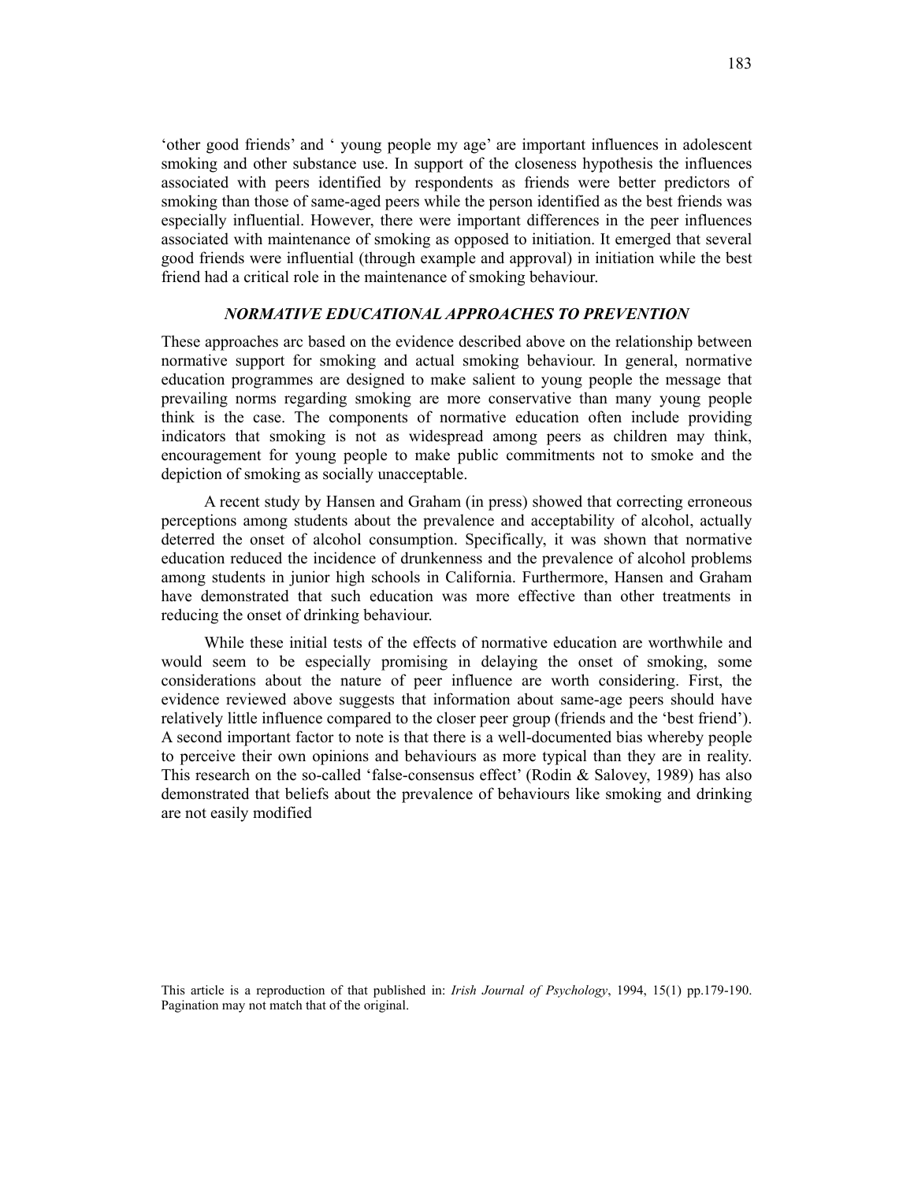'other good friends' and ' young people my age' are important influences in adolescent smoking and other substance use. In support of the closeness hypothesis the influences associated with peers identified by respondents as friends were better predictors of smoking than those of same-aged peers while the person identified as the best friends was especially influential. However, there were important differences in the peer influences associated with maintenance of smoking as opposed to initiation. It emerged that several good friends were influential (through example and approval) in initiation while the best friend had a critical role in the maintenance of smoking behaviour.

### *NORMATIVE EDUCATIONAL APPROACHES TO PREVENTION*

These approaches arc based on the evidence described above on the relationship between normative support for smoking and actual smoking behaviour. In general, normative education programmes are designed to make salient to young people the message that prevailing norms regarding smoking are more conservative than many young people think is the case. The components of normative education often include providing indicators that smoking is not as widespread among peers as children may think, encouragement for young people to make public commitments not to smoke and the depiction of smoking as socially unacceptable.

A recent study by Hansen and Graham (in press) showed that correcting erroneous perceptions among students about the prevalence and acceptability of alcohol, actually deterred the onset of alcohol consumption. Specifically, it was shown that normative education reduced the incidence of drunkenness and the prevalence of alcohol problems among students in junior high schools in California. Furthermore, Hansen and Graham have demonstrated that such education was more effective than other treatments in reducing the onset of drinking behaviour.

While these initial tests of the effects of normative education are worthwhile and would seem to be especially promising in delaying the onset of smoking, some considerations about the nature of peer influence are worth considering. First, the evidence reviewed above suggests that information about same-age peers should have relatively little influence compared to the closer peer group (friends and the 'best friend'). A second important factor to note is that there is a well-documented bias whereby people to perceive their own opinions and behaviours as more typical than they are in reality. This research on the so-called 'false-consensus effect' (Rodin & Salovey, 1989) has also demonstrated that beliefs about the prevalence of behaviours like smoking and drinking are not easily modified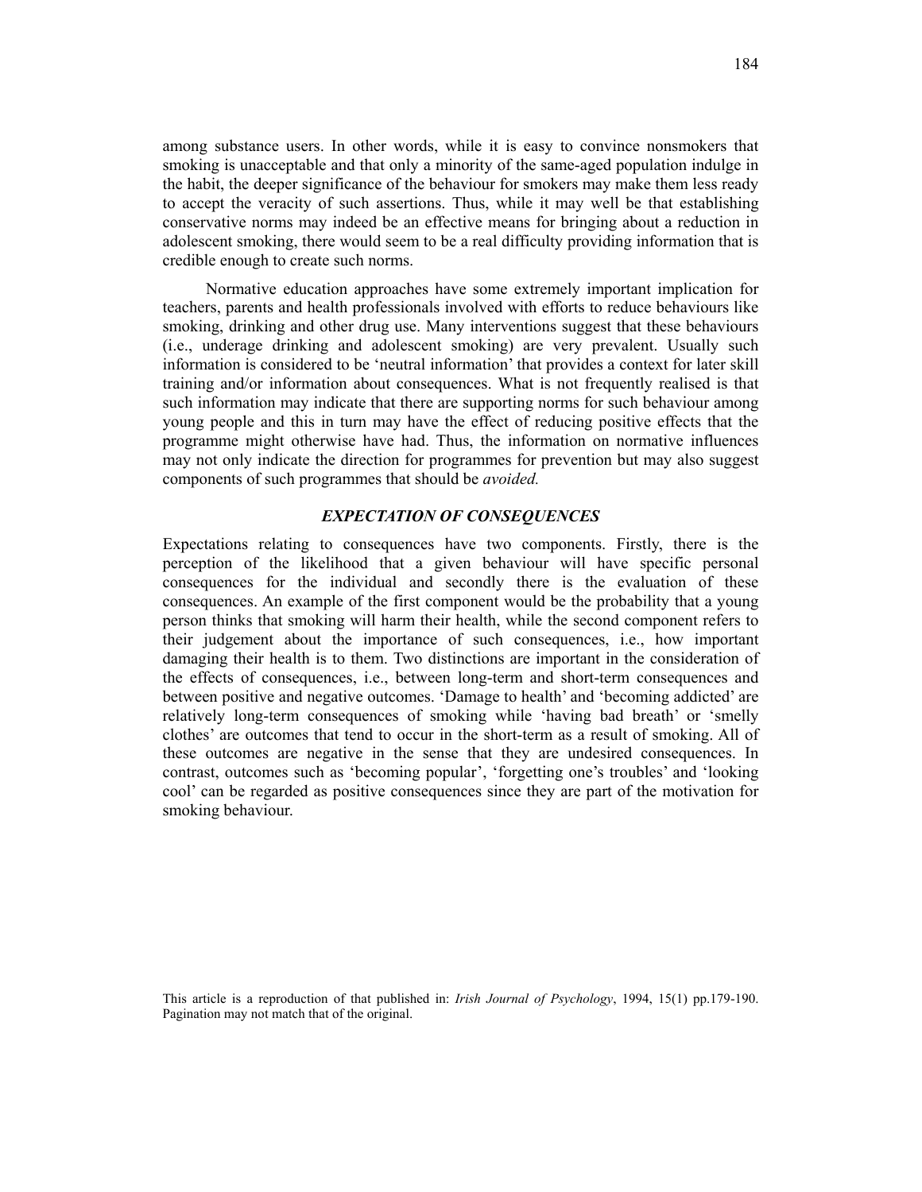among substance users. In other words, while it is easy to convince nonsmokers that smoking is unacceptable and that only a minority of the same-aged population indulge in the habit, the deeper significance of the behaviour for smokers may make them less ready to accept the veracity of such assertions. Thus, while it may well be that establishing conservative norms may indeed be an effective means for bringing about a reduction in adolescent smoking, there would seem to be a real difficulty providing information that is credible enough to create such norms.

Normative education approaches have some extremely important implication for teachers, parents and health professionals involved with efforts to reduce behaviours like smoking, drinking and other drug use. Many interventions suggest that these behaviours (i.e., underage drinking and adolescent smoking) are very prevalent. Usually such information is considered to be 'neutral information' that provides a context for later skill training and/or information about consequences. What is not frequently realised is that such information may indicate that there are supporting norms for such behaviour among young people and this in turn may have the effect of reducing positive effects that the programme might otherwise have had. Thus, the information on normative influences may not only indicate the direction for programmes for prevention but may also suggest components of such programmes that should be *avoided.*

### *EXPECTATION OF CONSEQUENCES*

Expectations relating to consequences have two components. Firstly, there is the perception of the likelihood that a given behaviour will have specific personal consequences for the individual and secondly there is the evaluation of these consequences. An example of the first component would be the probability that a young person thinks that smoking will harm their health, while the second component refers to their judgement about the importance of such consequences, i.e., how important damaging their health is to them. Two distinctions are important in the consideration of the effects of consequences, i.e., between long-term and short-term consequences and between positive and negative outcomes. 'Damage to health' and 'becoming addicted' are relatively long-term consequences of smoking while 'having bad breath' or 'smelly clothes' are outcomes that tend to occur in the short-term as a result of smoking. All of these outcomes are negative in the sense that they are undesired consequences. In contrast, outcomes such as 'becoming popular', 'forgetting one's troubles' and 'looking cool' can be regarded as positive consequences since they are part of the motivation for smoking behaviour.

This article is a reproduction of that published in: *Irish Journal of Psychology*, 1994, 15(1) pp.179-190. Pagination may not match that of the original.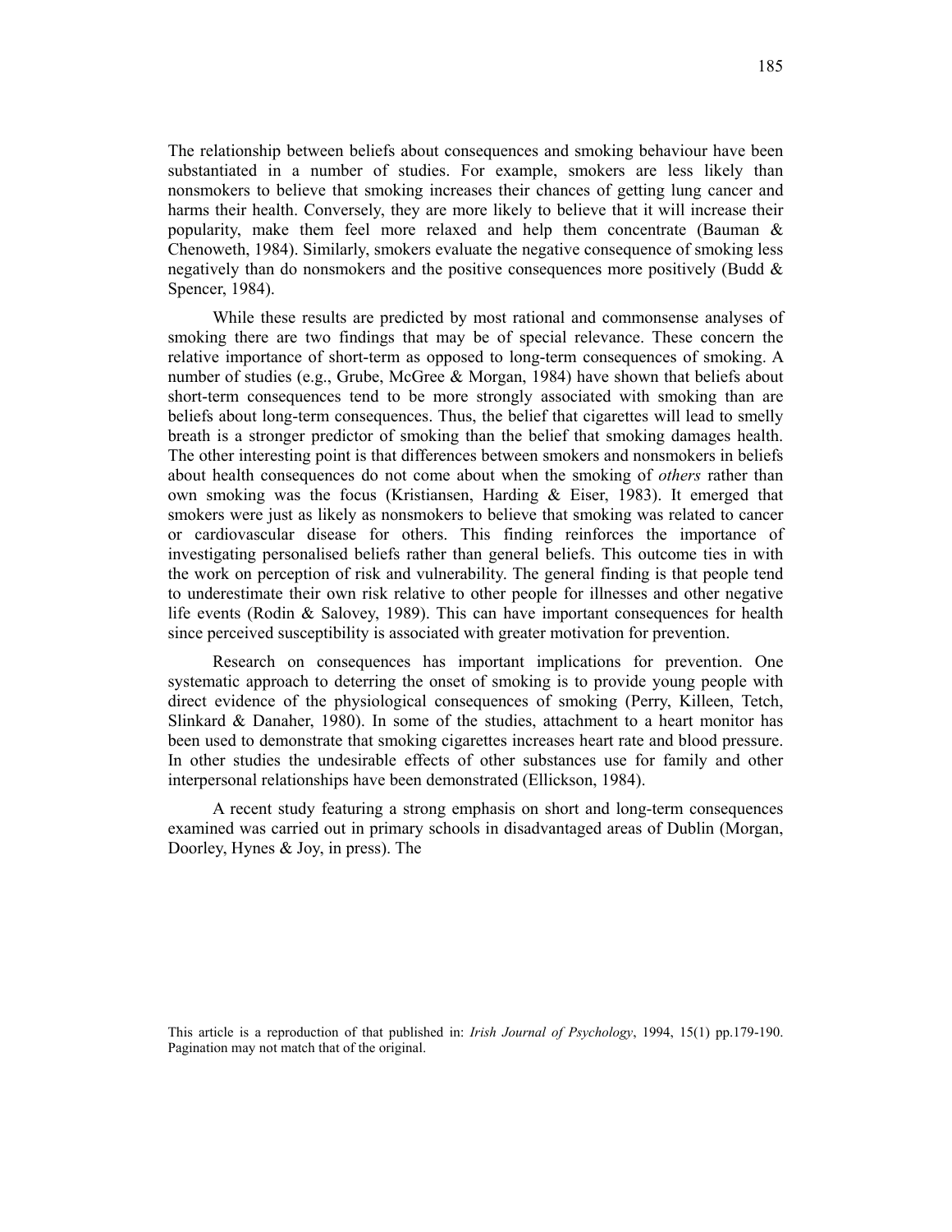The relationship between beliefs about consequences and smoking behaviour have been substantiated in a number of studies. For example, smokers are less likely than nonsmokers to believe that smoking increases their chances of getting lung cancer and harms their health. Conversely, they are more likely to believe that it will increase their popularity, make them feel more relaxed and help them concentrate (Bauman & Chenoweth, 1984). Similarly, smokers evaluate the negative consequence of smoking less negatively than do nonsmokers and the positive consequences more positively (Budd & Spencer, 1984).

While these results are predicted by most rational and commonsense analyses of smoking there are two findings that may be of special relevance. These concern the relative importance of short-term as opposed to long-term consequences of smoking. A number of studies (e.g., Grube, McGree & Morgan, 1984) have shown that beliefs about short-term consequences tend to be more strongly associated with smoking than are beliefs about long-term consequences. Thus, the belief that cigarettes will lead to smelly breath is a stronger predictor of smoking than the belief that smoking damages health. The other interesting point is that differences between smokers and nonsmokers in beliefs about health consequences do not come about when the smoking of *others* rather than own smoking was the focus (Kristiansen, Harding & Eiser, 1983). It emerged that smokers were just as likely as nonsmokers to believe that smoking was related to cancer or cardiovascular disease for others. This finding reinforces the importance of investigating personalised beliefs rather than general beliefs. This outcome ties in with the work on perception of risk and vulnerability. The general finding is that people tend to underestimate their own risk relative to other people for illnesses and other negative life events (Rodin & Salovey, 1989). This can have important consequences for health since perceived susceptibility is associated with greater motivation for prevention.

Research on consequences has important implications for prevention. One systematic approach to deterring the onset of smoking is to provide young people with direct evidence of the physiological consequences of smoking (Perry, Killeen, Tetch, Slinkard & Danaher, 1980). In some of the studies, attachment to a heart monitor has been used to demonstrate that smoking cigarettes increases heart rate and blood pressure. In other studies the undesirable effects of other substances use for family and other interpersonal relationships have been demonstrated (Ellickson, 1984).

A recent study featuring a strong emphasis on short and long-term consequences examined was carried out in primary schools in disadvantaged areas of Dublin (Morgan, Doorley, Hynes & Joy, in press). The

This article is a reproduction of that published in: *Irish Journal of Psychology*, 1994, 15(1) pp.179-190. Pagination may not match that of the original.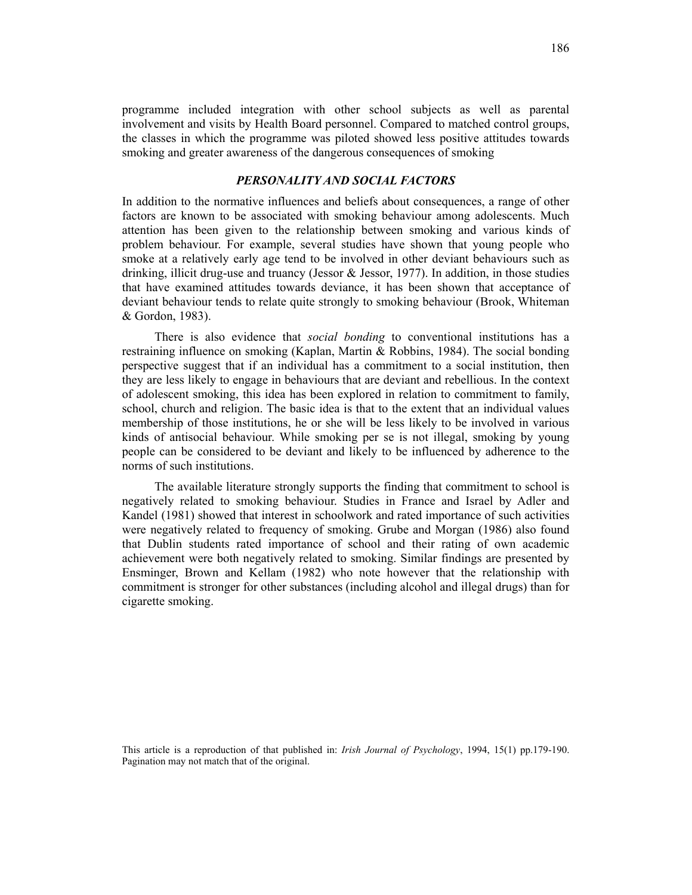programme included integration with other school subjects as well as parental involvement and visits by Health Board personnel. Compared to matched control groups, the classes in which the programme was piloted showed less positive attitudes towards smoking and greater awareness of the dangerous consequences of smoking

### *PERSONALITY AND SOCIAL FACTORS*

In addition to the normative influences and beliefs about consequences, a range of other factors are known to be associated with smoking behaviour among adolescents. Much attention has been given to the relationship between smoking and various kinds of problem behaviour. For example, several studies have shown that young people who smoke at a relatively early age tend to be involved in other deviant behaviours such as drinking, illicit drug-use and truancy (Jessor & Jessor, 1977). In addition, in those studies that have examined attitudes towards deviance, it has been shown that acceptance of deviant behaviour tends to relate quite strongly to smoking behaviour (Brook, Whiteman & Gordon, 1983).

There is also evidence that *social bonding* to conventional institutions has a restraining influence on smoking (Kaplan, Martin & Robbins, 1984). The social bonding perspective suggest that if an individual has a commitment to a social institution, then they are less likely to engage in behaviours that are deviant and rebellious. In the context of adolescent smoking, this idea has been explored in relation to commitment to family, school, church and religion. The basic idea is that to the extent that an individual values membership of those institutions, he or she will be less likely to be involved in various kinds of antisocial behaviour. While smoking per se is not illegal, smoking by young people can be considered to be deviant and likely to be influenced by adherence to the norms of such institutions.

The available literature strongly supports the finding that commitment to school is negatively related to smoking behaviour. Studies in France and Israel by Adler and Kandel (1981) showed that interest in schoolwork and rated importance of such activities were negatively related to frequency of smoking. Grube and Morgan (1986) also found that Dublin students rated importance of school and their rating of own academic achievement were both negatively related to smoking. Similar findings are presented by Ensminger, Brown and Kellam (1982) who note however that the relationship with commitment is stronger for other substances (including alcohol and illegal drugs) than for cigarette smoking.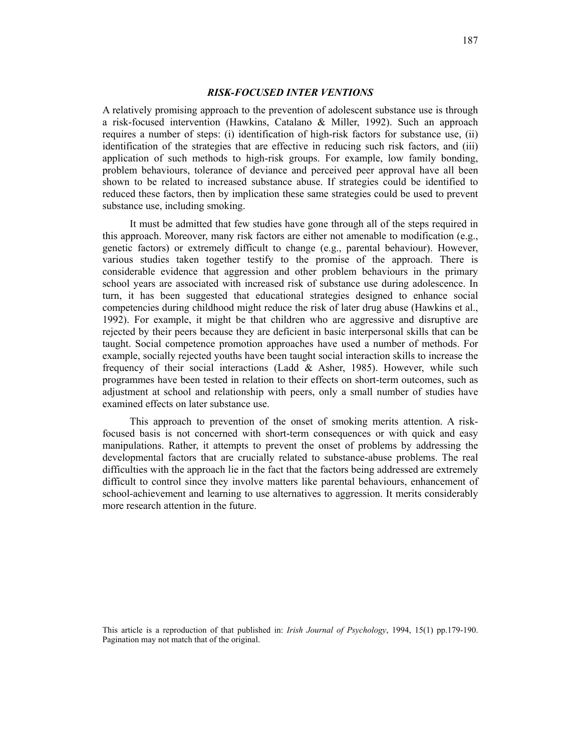## *RISK-FOCUSED INTER VENTIONS*

A relatively promising approach to the prevention of adolescent substance use is through a risk-focused intervention (Hawkins, Catalano & Miller, 1992). Such an approach requires a number of steps: (i) identification of high-risk factors for substance use, (ii) identification of the strategies that are effective in reducing such risk factors, and (iii) application of such methods to high-risk groups. For example, low family bonding, problem behaviours, tolerance of deviance and perceived peer approval have all been shown to be related to increased substance abuse. If strategies could be identified to reduced these factors, then by implication these same strategies could be used to prevent substance use, including smoking.

It must be admitted that few studies have gone through all of the steps required in this approach. Moreover, many risk factors are either not amenable to modification (e.g., genetic factors) or extremely difficult to change (e.g., parental behaviour). However, various studies taken together testify to the promise of the approach. There is considerable evidence that aggression and other problem behaviours in the primary school years are associated with increased risk of substance use during adolescence. In turn, it has been suggested that educational strategies designed to enhance social competencies during childhood might reduce the risk of later drug abuse (Hawkins et al., 1992). For example, it might be that children who are aggressive and disruptive are rejected by their peers because they are deficient in basic interpersonal skills that can be taught. Social competence promotion approaches have used a number of methods. For example, socially rejected youths have been taught social interaction skills to increase the frequency of their social interactions (Ladd & Asher, 1985). However, while such programmes have been tested in relation to their effects on short-term outcomes, such as adjustment at school and relationship with peers, only a small number of studies have examined effects on later substance use.

This approach to prevention of the onset of smoking merits attention. A risk-focused basis is not concerned with short-term consequences or with quick and easy manipulations. Rather, it attempts to prevent the onset of problems by addressing the developmental factors that are crucially related to substance-abuse problems. The real difficulties with the approach lie in the fact that the factors being addressed are extremely difficult to control since they involve matters like parental behaviours, enhancement of school-achievement and learning to use alternatives to aggression. It merits considerably more research attention in the future.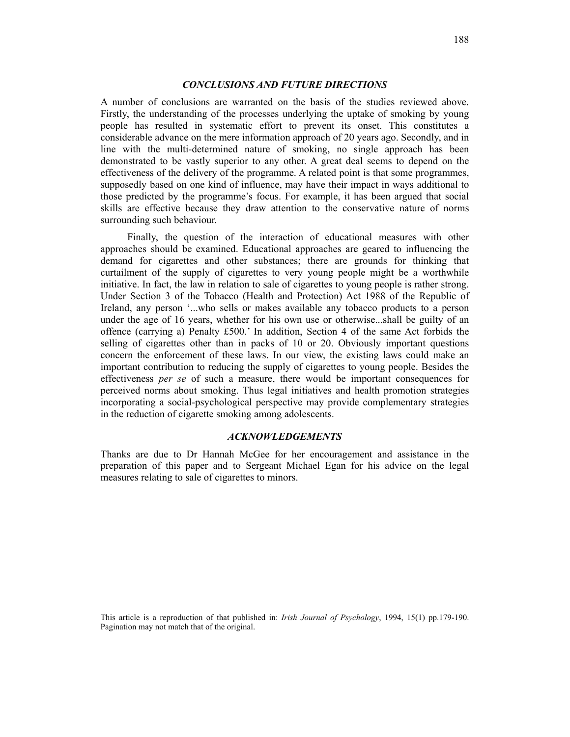## *CONCLUSIONS AND FUTURE DIRECTIONS*

A number of conclusions are warranted on the basis of the studies reviewed above. Firstly, the understanding of the processes underlying the uptake of smoking by young people has resulted in systematic effort to prevent its onset. This constitutes a considerable advance on the mere information approach of 20 years ago. Secondly, and in line with the multi-determined nature of smoking, no single approach has been demonstrated to be vastly superior to any other. A great deal seems to depend on the effectiveness of the delivery of the programme. A related point is that some programmes, supposedly based on one kind of influence, may have their impact in ways additional to those predicted by the programme's focus. For example, it has been argued that social skills are effective because they draw attention to the conservative nature of norms surrounding such behaviour.

Finally, the question of the interaction of educational measures with other approaches should be examined. Educational approaches are geared to influencing the demand for cigarettes and other substances; there are grounds for thinking that curtailment of the supply of cigarettes to very young people might be a worthwhile initiative. In fact, the law in relation to sale of cigarettes to young people is rather strong. Under Section 3 of the Tobacco (Health and Protection) Act 1988 of the Republic of Ireland, any person '...who sells or makes available any tobacco products to a person under the age of 16 years, whether for his own use or otherwise...shall be guilty of an offence (carrying a) Penalty £500.' In addition, Section 4 of the same Act forbids the selling of cigarettes other than in packs of 10 or 20. Obviously important questions concern the enforcement of these laws. In our view, the existing laws could make an important contribution to reducing the supply of cigarettes to young people. Besides the effectiveness *per se* of such a measure, there would be important consequences for perceived norms about smoking. Thus legal initiatives and health promotion strategies incorporating a social-psychological perspective may provide complementary strategies in the reduction of cigarette smoking among adolescents.

## *ACKNOWLEDGEMENTS*

Thanks are due to Dr Hannah McGee for her encouragement and assistance in the preparation of this paper and to Sergeant Michael Egan for his advice on the legal measures relating to sale of cigarettes to minors.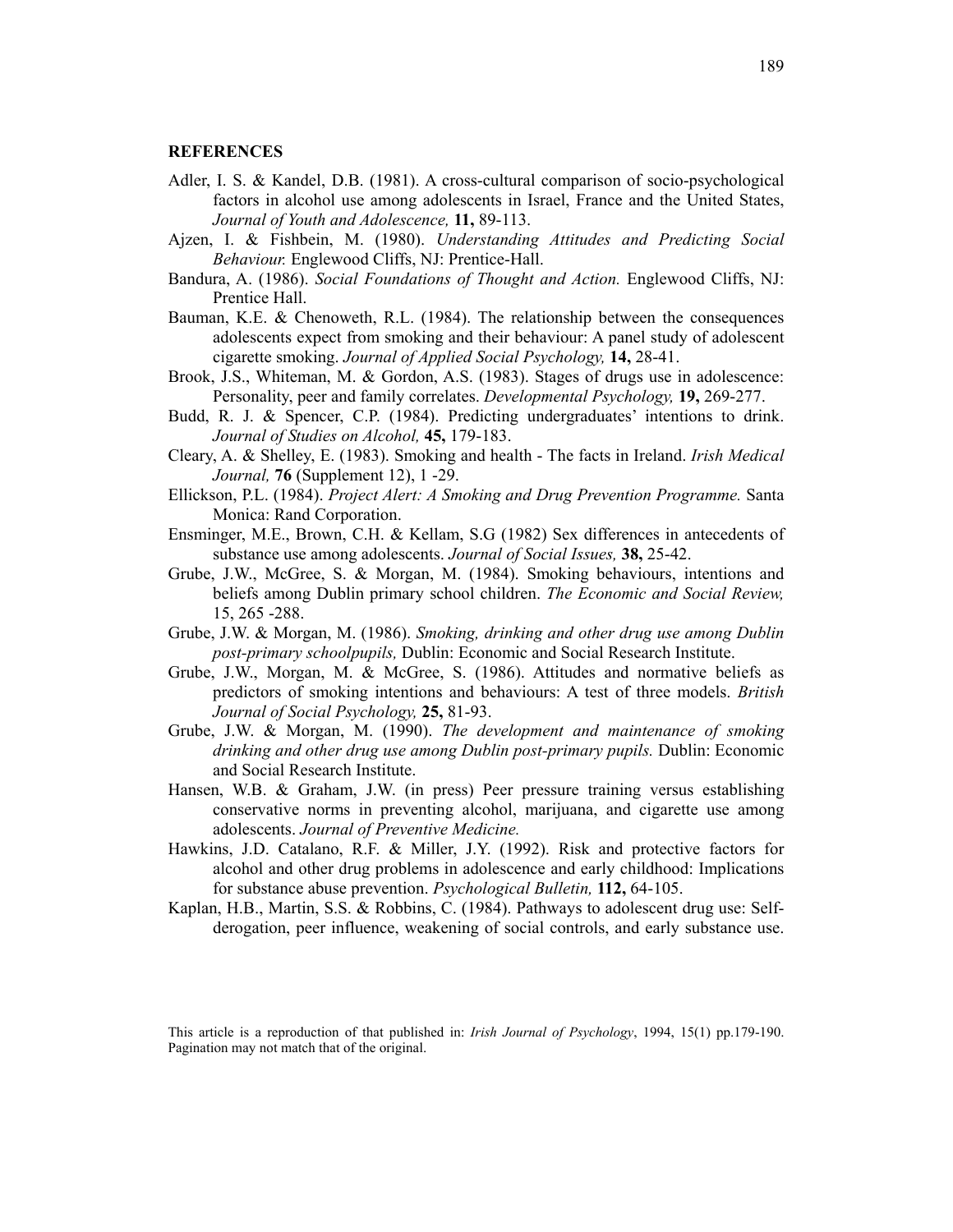**REFERENCES**

Adler, I. S. & Kandel, D.B. (1981). A cross-cultural comparison of socio-psychological factors in alcohol use among adolescents in Israel, France and the United States, *Journal of Youth and Adolescence,* **11,** 89-113.

Ajzen, I. & Fishbein, M. (1980). *Understanding Attitudes and Predicting Social Behaviour.* Englewood Cliffs, NJ: Prentice-Hall.

Bandura, A. (1986). *Social Foundations of Thought and Action.* Englewood Cliffs, NJ: Prentice Hall.

Bauman, K.E. & Chenoweth, R.L. (1984). The relationship between the consequences adolescents expect from smoking and their behaviour: A panel study of adolescent cigarette smoking. *Journal of Applied Social Psychology,* **14,** 28-41.

Brook, J.S., Whiteman, M. & Gordon, A.S. (1983). Stages of drugs use in adolescence: Personality, peer and family correlates. *Developmental Psychology,* **19,** 269-277.

Budd, R. J. & Spencer, C.P. (1984). Predicting undergraduates' intentions to drink. *Journal of Studies on Alcohol,* **45,** 179-183.

Cleary, A. & Shelley, E. (1983). Smoking and health - The facts in Ireland. *Irish Medical Journal,* **76** (Supplement 12), 1 -29.

Ellickson, P.L. (1984). *Project Alert: A Smoking and Drug Prevention Programme.* Santa Monica: Rand Corporation.

Ensminger, M.E., Brown, C.H. & Kellam, S.G (1982) Sex differences in antecedents of substance use among adolescents. *Journal of Social Issues,* **38,** 25-42.

Grube, J.W., McGree, S. & Morgan, M. (1984). Smoking behaviours, intentions and beliefs among Dublin primary school children. *The Economic and Social Review,* 15, 265 -288.

Grube, J.W. & Morgan, M. (1986). *Smoking, drinking and other drug use among Dublin post-primary schoolpupils,* Dublin: Economic and Social Research Institute.

Grube, J.W., Morgan, M. & McGree, S. (1986). Attitudes and normative beliefs as predictors of smoking intentions and behaviours: A test of three models. *British Journal of Social Psychology,* **25,** 81-93.

Grube, J.W. & Morgan, M. (1990). *The development and maintenance of smoking drinking and other drug use among Dublin post-primary pupils.* Dublin: Economic and Social Research Institute.

Hansen, W.B. & Graham, J.W. (in press) Peer pressure training versus establishing conservative norms in preventing alcohol, marijuana, and cigarette use among adolescents. *Journal of Preventive Medicine.*

Hawkins, J.D. Catalano, R.F. & Miller, J.Y. (1992). Risk and protective factors for alcohol and other drug problems in adolescence and early childhood: Implications for substance abuse prevention. *Psychological Bulletin,* **112,** 64-105.

Kaplan, H.B., Martin, S.S. & Robbins, C. (1984). Pathways to adolescent drug use: Self-derogation, peer influence, weakening of social controls, and early substance use.

This article is a reproduction of that published in: *Irish Journal of Psychology*, 1994, 15(1) pp.179-190. Pagination may not match that of the original.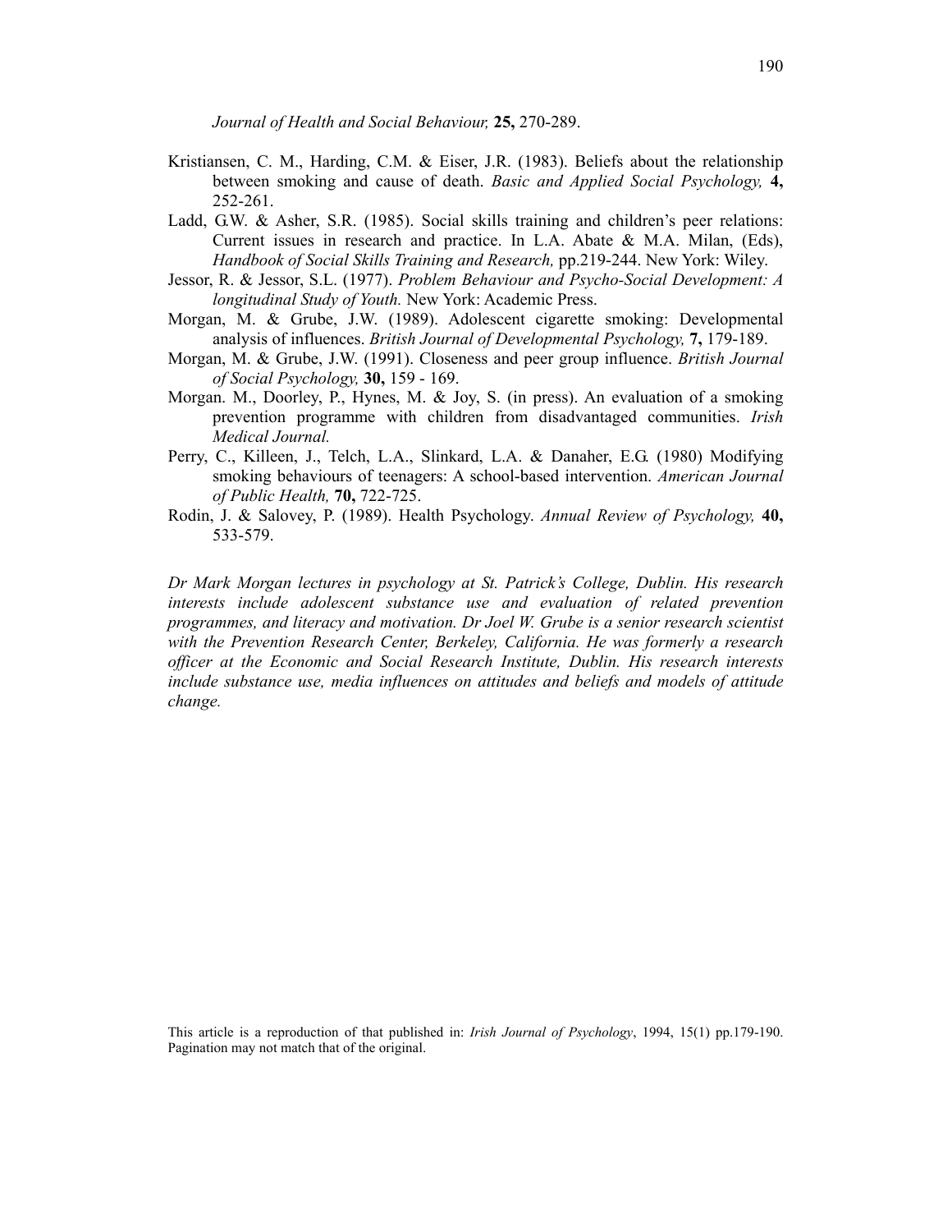*Journal of Health and Social Behaviour,* **25,** 270-289.

Kristiansen, C. M., Harding, C.M. & Eiser, J.R. (1983). Beliefs about the relationship between smoking and cause of death. *Basic and Applied Social Psychology,* **4,** 252-261.

Ladd, G.W. & Asher, S.R. (1985). Social skills training and children's peer relations: Current issues in research and practice. In L.A. Abate & M.A. Milan, (Eds), *Handbook of Social Skills Training and Research,* pp.219-244. New York: Wiley.

Jessor, R. & Jessor, S.L. (1977). *Problem Behaviour and Psycho-Social Development: A longitudinal Study of Youth.* New York: Academic Press.

Morgan, M. & Grube, J.W. (1989). Adolescent cigarette smoking: Developmental analysis of influences. *British Journal of Developmental Psychology,* **7,** 179-189.

Morgan, M. & Grube, J.W. (1991). Closeness and peer group influence. *British Journal of Social Psychology,* **30,** 159 - 169.

Morgan. M., Doorley, P., Hynes, M. & Joy, S. (in press). An evaluation of a smoking prevention programme with children from disadvantaged communities. *Irish Medical Journal.*

Perry, C., Killeen, J., Telch, L.A., Slinkard, L.A. & Danaher, E.G. (1980) Modifying smoking behaviours of teenagers: A school-based intervention. *American Journal of Public Health,* **70,** 722-725.

Rodin, J. & Salovey, P. (1989). Health Psychology. *Annual Review of Psychology,* **40,** 533-579.

*Dr Mark Morgan lectures in psychology at St. Patrick's College, Dublin. His research interests include adolescent substance use and evaluation of related prevention programmes, and literacy and motivation. Dr Joel W. Grube is a senior research scientist with the Prevention Research Center, Berkeley, California. He was formerly a research officer at the Economic and Social Research Institute, Dublin. His research interests include substance use, media influences on attitudes and beliefs and models of attitude change.*

This article is a reproduction of that published in: *Irish Journal of Psychology*, 1994, 15(1) pp.179-190. Pagination may not match that of the original.